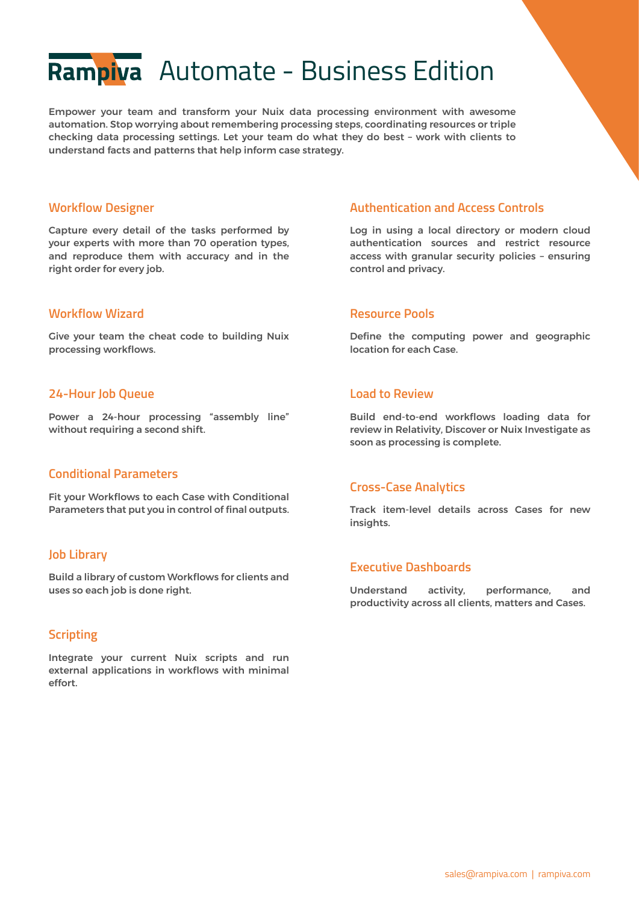# Rampiva Automate - Business Edition

**Empower your team and transform your Nuix data processing environment with awesome automation. Stop worrying about remembering processing steps, coordinating resources or triple checking data processing settings. Let your team do what they do best – work with clients to understand facts and patterns that help inform case strategy.**

## Workflow Designer

**Capture every detail of the tasks performed by your experts with more than 70 operation types, and reproduce them with accuracy and in the right order for every job.**

## Workflow Wizard

**Give your team the cheat code to building Nuix processing workflows.**

## 24-Hour Job Queue

**Power a 24-hour processing "assembly line" without requiring a second shift.**

## Conditional Parameters

**Fit your Workflows to each Case with Conditional Parameters that put you in control of final outputs.**

## Job Library

**Build a library of custom Workflows for clients and uses so each job is done right.**

## Scripting

**Integrate your current Nuix scripts and run external applications in workflows with minimal effort.**

## Authentication and Access Controls

**Log in using a local directory or modern cloud authentication sources and restrict resource access with granular security policies – ensuring control and privacy.**

## Resource Pools

**Define the computing power and geographic location for each Case.**

## Load to Review

**Build end-to-end workflows loading data for review in Relativity, Discover or Nuix Investigate as soon as processing is complete.**

## Cross-Case Analytics

**Track item-level details across Cases for new insights.**

## Executive Dashboards

**Understand activity, performance, and productivity across all clients, matters and Cases.**

sales@rampiva.com | rampiva.com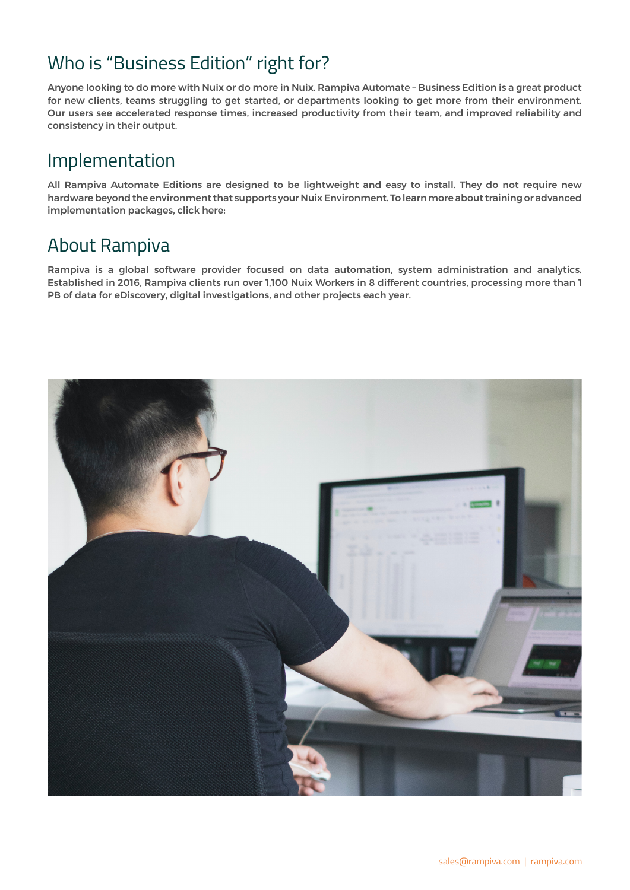# Who is "Business Edition" right for?

Anyone looking to do more with Nuix or do more in Nuix. Rampiva Automate – Business Edition is a great product for new clients, teams struggling to get started, or departments looking to get more from their environment. Our users see accelerated response times, increased productivity from their team, and improved reliability and consistency in their output.

# Implementation

All Rampiva Automate Editions are designed to be lightweight and easy to install. They do not require new hardware beyond the environment that supports your Nuix Environment. To learn more about training or advanced implementation packages, click here:

# About Rampiva

Rampiva is a global software provider focused on data automation, system administration and analytics. Established in 2016, Rampiva clients run over 1,100 Nuix Workers in 8 different countries, processing more than 1 PB of data for eDiscovery, digital investigations, and other projects each year.

sales@rampiva.com | rampiva.com